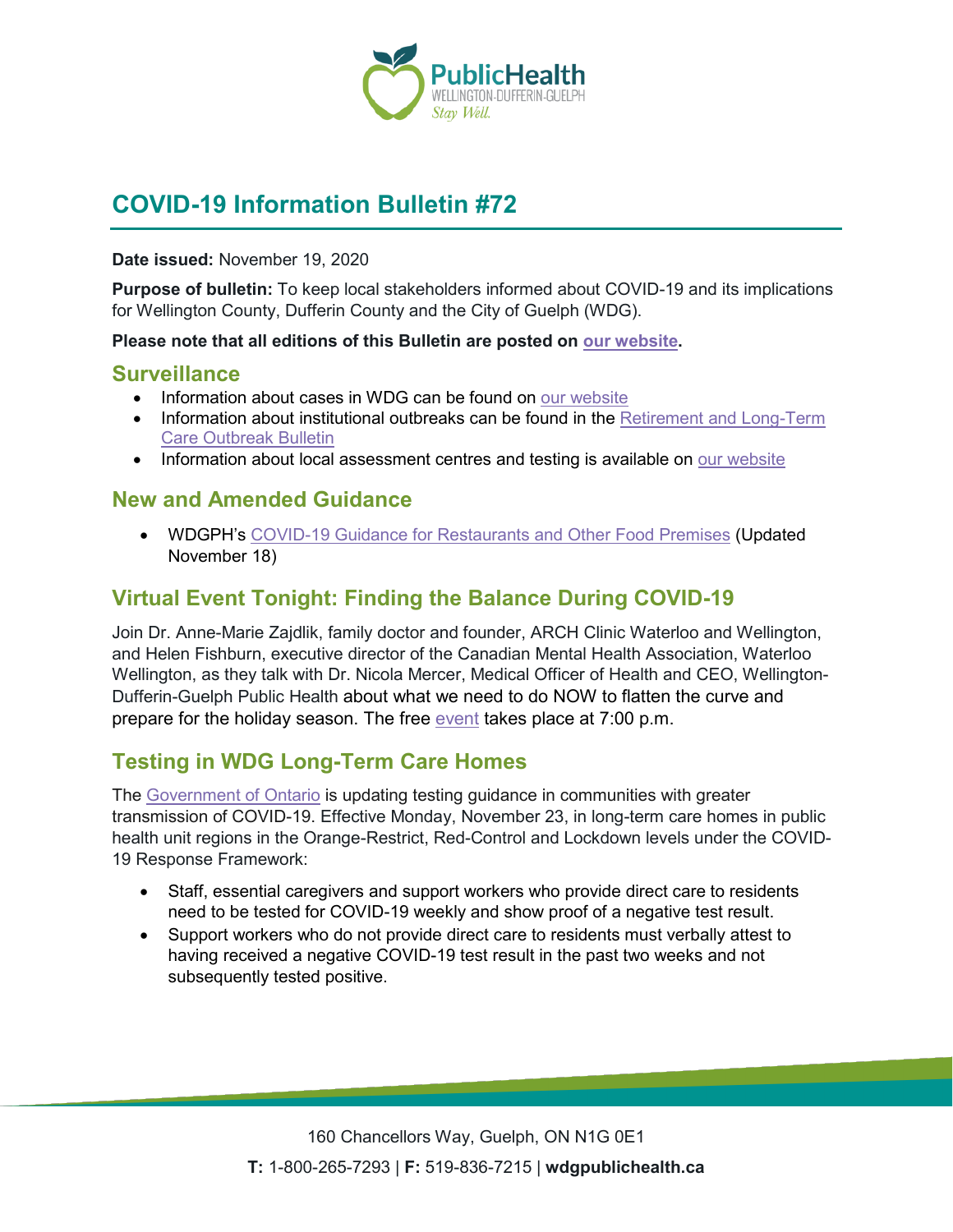# COVID-19 Information Bulletin #72

**Date issued:** November 19, 2020

**Purpose of bulletin:** To keep local stakeholders informed about COVID-19 and its implications for Wellington County, Dufferin County and the City of Guelph (WDG).

**Please note that all editions of this Bulletin are posted on our website.**

## Surveillance

- Information about cases in WDG can be found on our website
- Information about institutional outbreaks can be found in the Retirement and Long-Term Care Outbreak Bulletin
- Information about local assessment centres and testing is available on our website

## New and Amended Guidance

- WDGPH's COVID-19 Guidance for Restaurants and Other Food Premises (Updated November 18)

## Virtual Event Tonight: Finding the Balance During COVID-19

Join Dr. Anne-Marie Zajdlik, family doctor and founder, ARCH Clinic Waterloo and Wellington, and Helen Fishburn, executive director of the Canadian Mental Health Association, Waterloo Wellington, as they talk with Dr. Nicola Mercer, Medical Officer of Health and CEO, Wellington-Dufferin-Guelph Public Health about what we need to do NOW to flatten the curve and prepare for the holiday season. The free event takes place at 7:00 p.m.

## Testing in WDG Long-Term Care Homes

The Government of Ontario is updating testing guidance in communities with greater transmission of COVID-19. Effective Monday, November 23, in long-term care homes in public health unit regions in the Orange-Restrict, Red-Control and Lockdown levels under the COVID-19 Response Framework:

- Staff, essential caregivers and support workers who provide direct care to residents need to be tested for COVID-19 weekly and show proof of a negative test result.
- Support workers who do not provide direct care to residents must verbally attest to having received a negative COVID-19 test result in the past two weeks and not subsequently tested positive.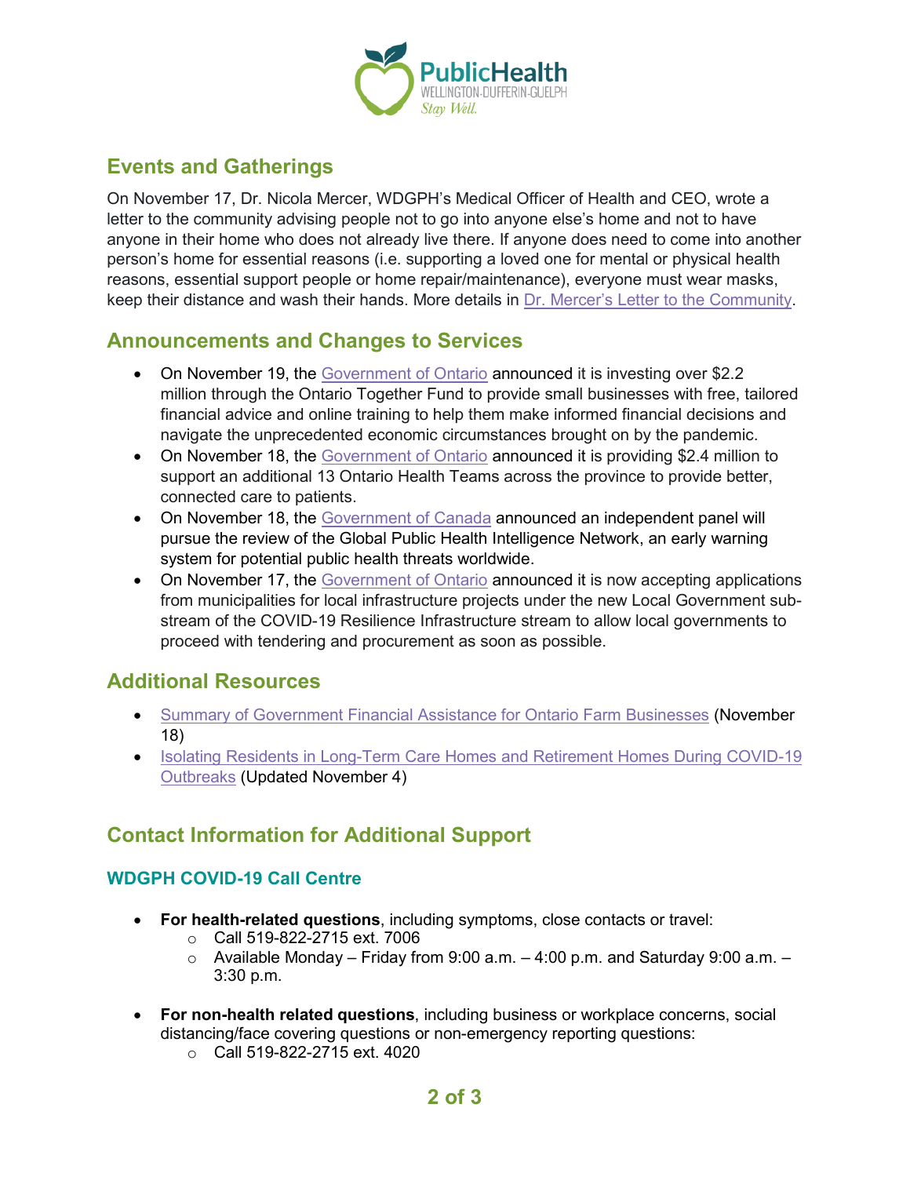## Events and Gatherings

On November 17, Dr. Nicola Mercer, WDGPH's Medical Officer of Health and CEO, wrote a letter to the community advising people not to go into anyone else's home and not to have anyone in their home who does not already live there. If anyone does need to come into another person's home for essential reasons (i.e. supporting a loved one for mental or physical health reasons, essential support people or home repair/maintenance), everyone must wear masks, keep their distance and wash their hands. More details in Dr. Mercer's Letter to the Community.

## Announcements and Changes to Services

- On November 19, the Government of Ontario announced it is investing over $2.2 million through the Ontario Together Fund to provide small businesses with free, tailored financial advice and online training to help them make informed financial decisions and navigate the unprecedented economic circumstances brought on by the pandemic.
- On November 18, the Government of Ontario announced it is providing $2.4 million to support an additional 13 Ontario Health Teams across the province to provide better, connected care to patients.
- On November 18, the Government of Canada announced an independent panel will pursue the review of the Global Public Health Intelligence Network, an early warning system for potential public health threats worldwide.
- On November 17, the Government of Ontario announced it is now accepting applications from municipalities for local infrastructure projects under the new Local Government sub-stream of the COVID-19 Resilience Infrastructure stream to allow local governments to proceed with tendering and procurement as soon as possible.

## Additional Resources

- Summary of Government Financial Assistance for Ontario Farm Businesses (November 18)
- Isolating Residents in Long-Term Care Homes and Retirement Homes During COVID-19 Outbreaks (Updated November 4)

## Contact Information for Additional Support

### WDGPH COVID-19 Call Centre

- **For health-related questions**, including symptoms, close contacts or travel:
  - Call 519-822-2715 ext. 7006
  - Available Monday – Friday from 9:00 a.m. – 4:00 p.m. and Saturday 9:00 a.m. – 3:30 p.m.
- **For non-health related questions**, including business or workplace concerns, social distancing/face covering questions or non-emergency reporting questions:
  - Call 519-822-2715 ext. 4020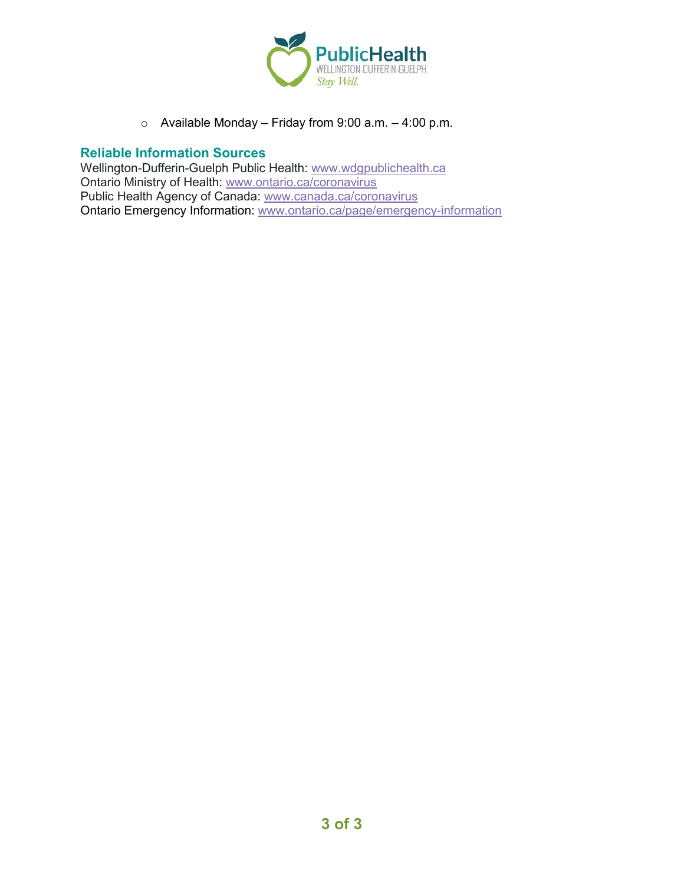- Available Monday – Friday from 9:00 a.m. – 4:00 p.m.

## Reliable Information Sources

Wellington-Dufferin-Guelph Public Health: [www.wdgpublichealth.ca](http://www.wdgpublichealth.ca)
Ontario Ministry of Health: [www.ontario.ca/coronavirus](http://www.ontario.ca/coronavirus)
Public Health Agency of Canada: [www.canada.ca/coronavirus](http://www.canada.ca/coronavirus)
Ontario Emergency Information: [www.ontario.ca/page/emergency-information](http://www.ontario.ca/page/emergency-information)